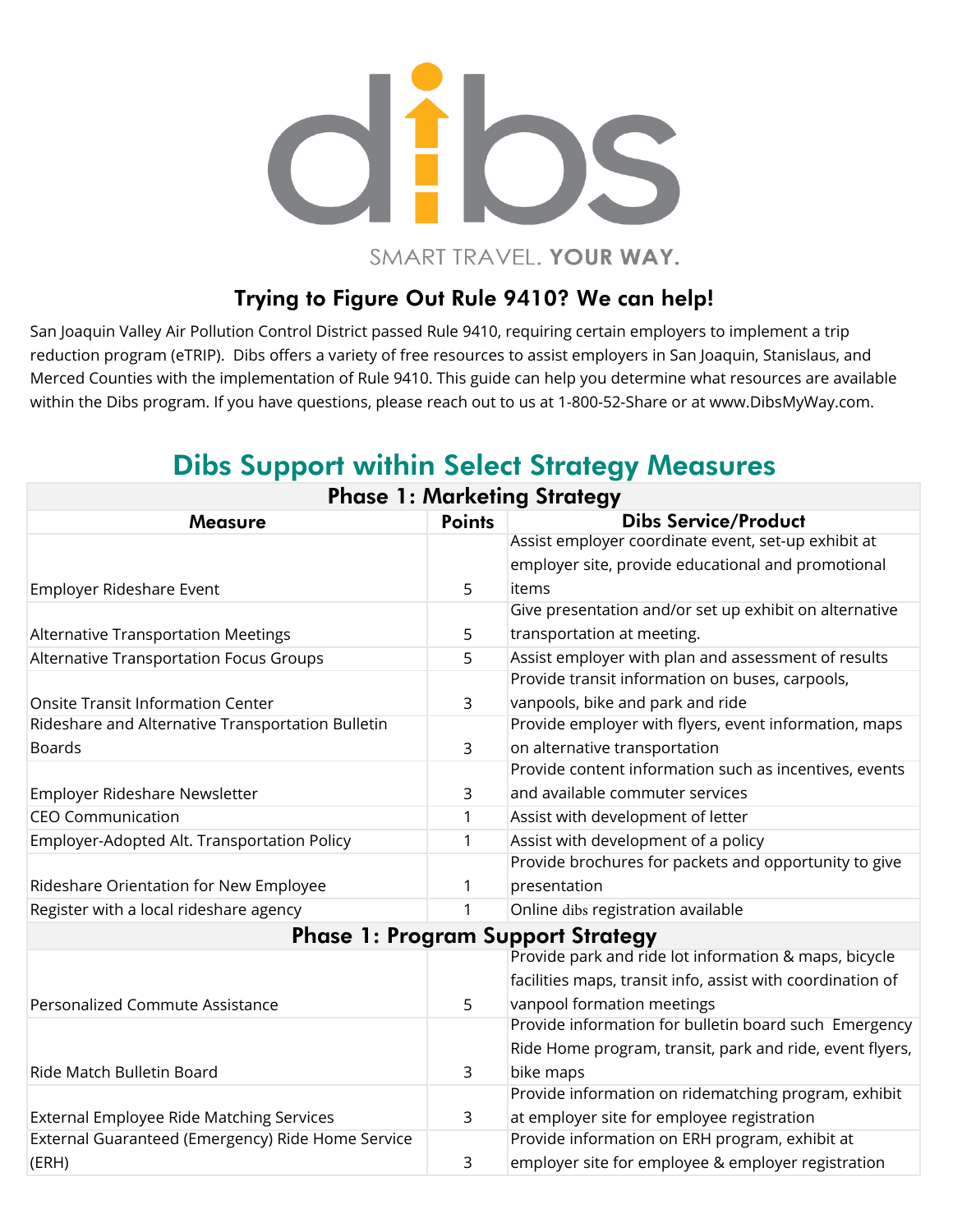dibs

SMART TRAVEL. **YOUR WAY.**

## Trying to Figure Out Rule 9410? We can help!

San Joaquin Valley Air Pollution Control District passed Rule 9410, requiring certain employers to implement a trip reduction program (eTRIP). Dibs offers a variety of free resources to assist employers in San Joaquin, Stanislaus, and Merced Counties with the implementation of Rule 9410. This guide can help you determine what resources are available within the Dibs program. If you have questions, please reach out to us at 1-800-52-Share or at www.DibsMyWay.com.

## Dibs Support within Select Strategy Measures

| **Phase 1: Marketing Strategy** | | |
|---|---|---|
| **Measure** | **Points** | **Dibs Service/Product** |
| Employer Rideshare Event | 5 | Assist employer coordinate event, set-up exhibit at employer site, provide educational and promotional items |
| Alternative Transportation Meetings | 5 | Give presentation and/or set up exhibit on alternative transportation at meeting. |
| Alternative Transportation Focus Groups | 5 | Assist employer with plan and assessment of results |
| Onsite Transit Information Center | 3 | Provide transit information on buses, carpools, vanpools, bike and park and ride |
| Rideshare and Alternative Transportation Bulletin Boards | 3 | Provide employer with flyers, event information, maps on alternative transportation |
| Employer Rideshare Newsletter | 3 | Provide content information such as incentives, events and available commuter services |
| CEO Communication | 1 | Assist with development of letter |
| Employer-Adopted Alt. Transportation Policy | 1 | Assist with development of a policy |
| Rideshare Orientation for New Employee | 1 | Provide brochures for packets and opportunity to give presentation |
| Register with a local rideshare agency | 1 | Online dibs registration available |
| **Phase 1: Program Support Strategy** | | |
| Personalized Commute Assistance | 5 | Provide park and ride lot information & maps, bicycle facilities maps, transit info, assist with coordination of vanpool formation meetings |
| Ride Match Bulletin Board | 3 | Provide information for bulletin board such Emergency Ride Home program, transit, park and ride, event flyers, bike maps |
| External Employee Ride Matching Services | 3 | Provide information on ridematching program, exhibit at employer site for employee registration |
| External Guaranteed (Emergency) Ride Home Service (ERH) | 3 | Provide information on ERH program, exhibit at employer site for employee & employer registration |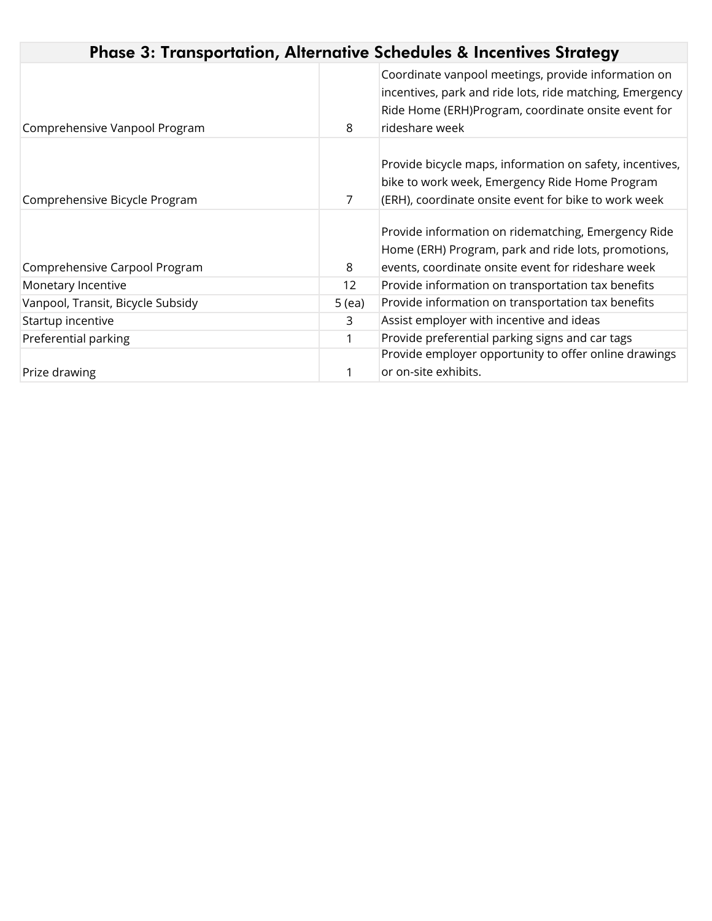## Phase 3: Transportation, Alternative Schedules & Incentives Strategy

| | | |
|---|---|---|
| Comprehensive Vanpool Program | 8 | Coordinate vanpool meetings, provide information on incentives, park and ride lots, ride matching, Emergency Ride Home (ERH)Program, coordinate onsite event for rideshare week |
| Comprehensive Bicycle Program | 7 | Provide bicycle maps, information on safety, incentives, bike to work week, Emergency Ride Home Program (ERH), coordinate onsite event for bike to work week |
| Comprehensive Carpool Program | 8 | Provide information on ridematching, Emergency Ride Home (ERH) Program, park and ride lots, promotions, events, coordinate onsite event for rideshare week |
| Monetary Incentive | 12 | Provide information on transportation tax benefits |
| Vanpool, Transit, Bicycle Subsidy | 5 (ea) | Provide information on transportation tax benefits |
| Startup incentive | 3 | Assist employer with incentive and ideas |
| Preferential parking | 1 | Provide preferential parking signs and car tags |
| Prize drawing | 1 | Provide employer opportunity to offer online drawings or on-site exhibits. |